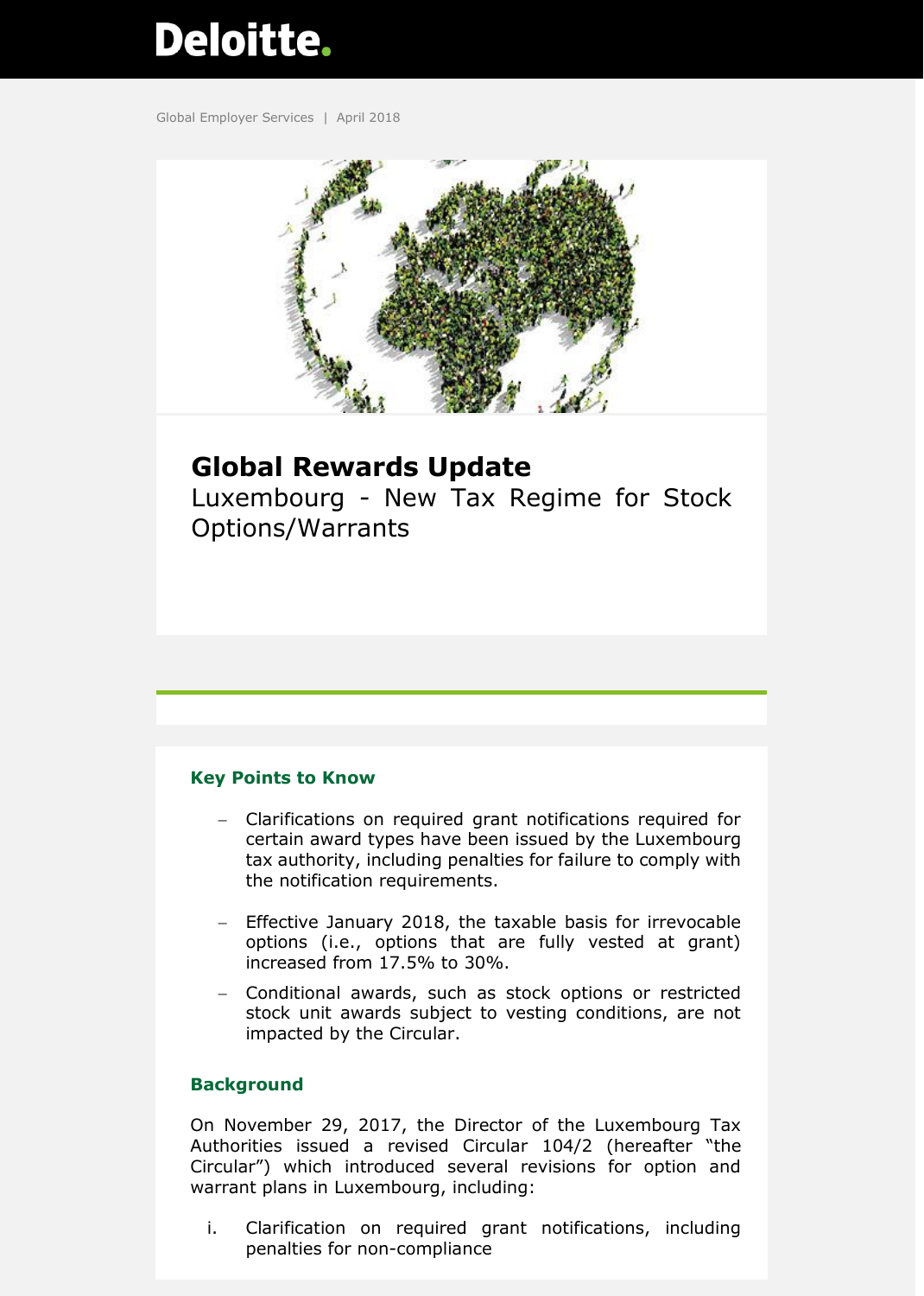Deloitte.

Global Employer Services | April 2018

# Global Rewards Update

Luxembourg - New Tax Regime for Stock Options/Warrants

## Key Points to Know

- Clarifications on required grant notifications required for certain award types have been issued by the Luxembourg tax authority, including penalties for failure to comply with the notification requirements.
- Effective January 2018, the taxable basis for irrevocable options (i.e., options that are fully vested at grant) increased from 17.5% to 30%.
- Conditional awards, such as stock options or restricted stock unit awards subject to vesting conditions, are not impacted by the Circular.

## Background

On November 29, 2017, the Director of the Luxembourg Tax Authorities issued a revised Circular 104/2 (hereafter "the Circular") which introduced several revisions for option and warrant plans in Luxembourg, including:

i. Clarification on required grant notifications, including penalties for non-compliance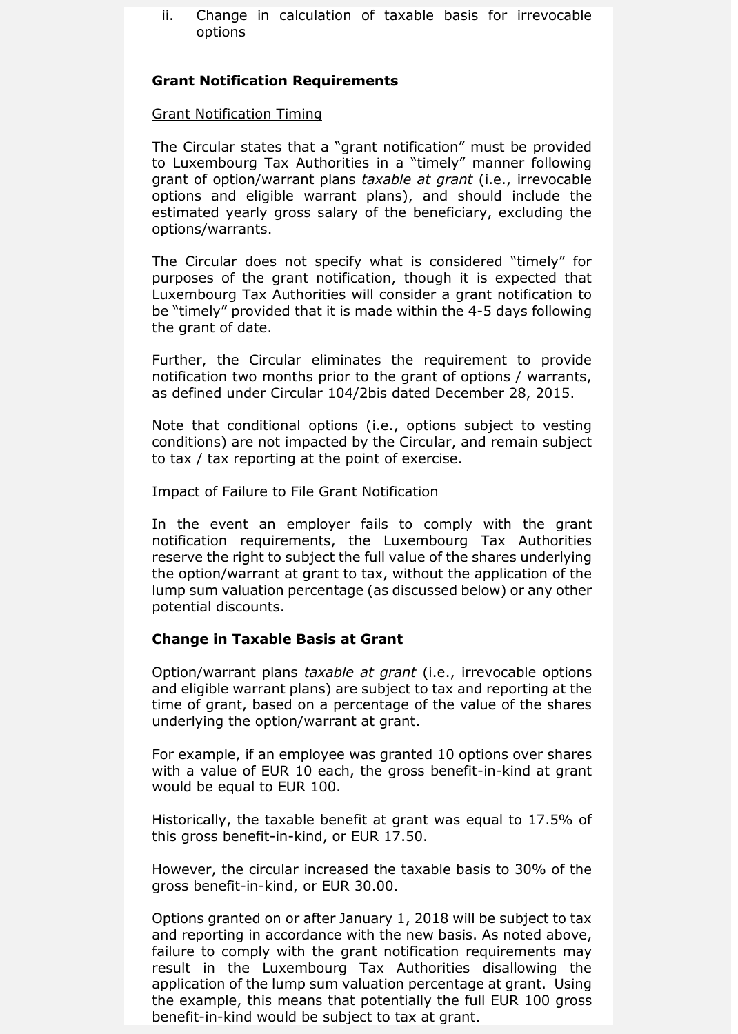ii. Change in calculation of taxable basis for irrevocable options

**Grant Notification Requirements**

Grant Notification Timing

The Circular states that a "grant notification" must be provided to Luxembourg Tax Authorities in a "timely" manner following grant of option/warrant plans *taxable at grant* (i.e., irrevocable options and eligible warrant plans), and should include the estimated yearly gross salary of the beneficiary, excluding the options/warrants.

The Circular does not specify what is considered "timely" for purposes of the grant notification, though it is expected that Luxembourg Tax Authorities will consider a grant notification to be "timely" provided that it is made within the 4-5 days following the grant of date.

Further, the Circular eliminates the requirement to provide notification two months prior to the grant of options / warrants, as defined under Circular 104/2bis dated December 28, 2015.

Note that conditional options (i.e., options subject to vesting conditions) are not impacted by the Circular, and remain subject to tax / tax reporting at the point of exercise.

Impact of Failure to File Grant Notification

In the event an employer fails to comply with the grant notification requirements, the Luxembourg Tax Authorities reserve the right to subject the full value of the shares underlying the option/warrant at grant to tax, without the application of the lump sum valuation percentage (as discussed below) or any other potential discounts.

**Change in Taxable Basis at Grant**

Option/warrant plans *taxable at grant* (i.e., irrevocable options and eligible warrant plans) are subject to tax and reporting at the time of grant, based on a percentage of the value of the shares underlying the option/warrant at grant.

For example, if an employee was granted 10 options over shares with a value of EUR 10 each, the gross benefit-in-kind at grant would be equal to EUR 100.

Historically, the taxable benefit at grant was equal to 17.5% of this gross benefit-in-kind, or EUR 17.50.

However, the circular increased the taxable basis to 30% of the gross benefit-in-kind, or EUR 30.00.

Options granted on or after January 1, 2018 will be subject to tax and reporting in accordance with the new basis. As noted above, failure to comply with the grant notification requirements may result in the Luxembourg Tax Authorities disallowing the application of the lump sum valuation percentage at grant. Using the example, this means that potentially the full EUR 100 gross benefit-in-kind would be subject to tax at grant.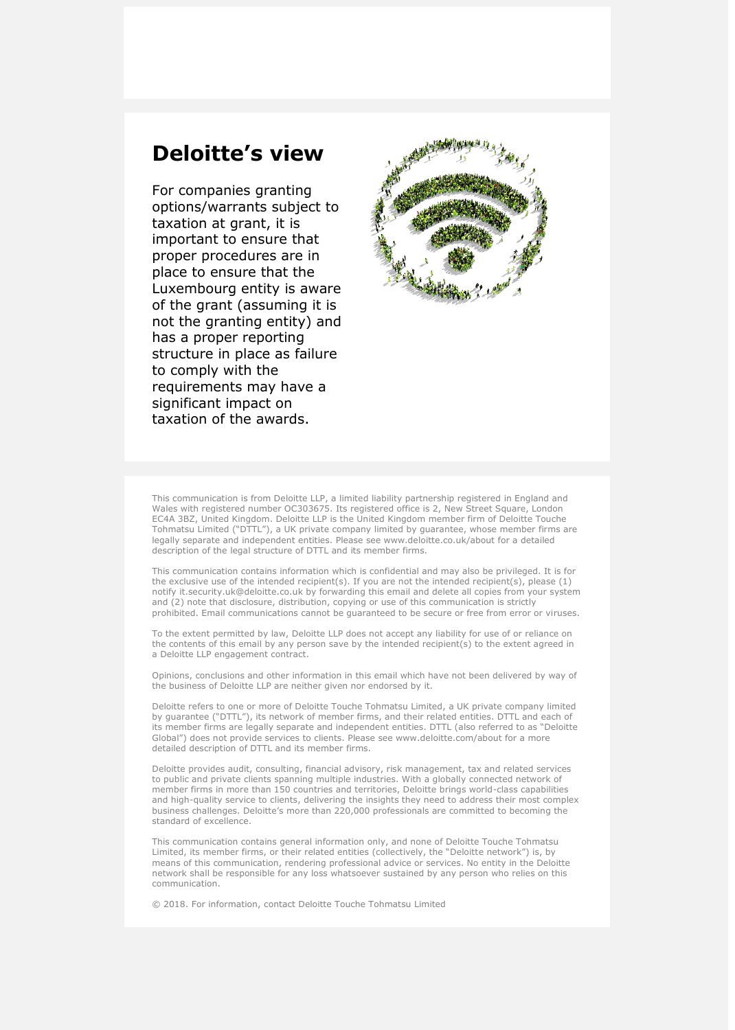## Deloitte's view

For companies granting options/warrants subject to taxation at grant, it is important to ensure that proper procedures are in place to ensure that the Luxembourg entity is aware of the grant (assuming it is not the granting entity) and has a proper reporting structure in place as failure to comply with the requirements may have a significant impact on taxation of the awards.

This communication is from Deloitte LLP, a limited liability partnership registered in England and Wales with registered number OC303675. Its registered office is 2, New Street Square, London EC4A 3BZ, United Kingdom. Deloitte LLP is the United Kingdom member firm of Deloitte Touche Tohmatsu Limited ("DTTL"), a UK private company limited by guarantee, whose member firms are legally separate and independent entities. Please see www.deloitte.co.uk/about for a detailed description of the legal structure of DTTL and its member firms.

This communication contains information which is confidential and may also be privileged. It is for the exclusive use of the intended recipient(s). If you are not the intended recipient(s), please (1) notify it.security.uk@deloitte.co.uk by forwarding this email and delete all copies from your system and (2) note that disclosure, distribution, copying or use of this communication is strictly prohibited. Email communications cannot be guaranteed to be secure or free from error or viruses.

To the extent permitted by law, Deloitte LLP does not accept any liability for use of or reliance on the contents of this email by any person save by the intended recipient(s) to the extent agreed in a Deloitte LLP engagement contract.

Opinions, conclusions and other information in this email which have not been delivered by way of the business of Deloitte LLP are neither given nor endorsed by it.

Deloitte refers to one or more of Deloitte Touche Tohmatsu Limited, a UK private company limited by guarantee ("DTTL"), its network of member firms, and their related entities. DTTL and each of its member firms are legally separate and independent entities. DTTL (also referred to as "Deloitte Global") does not provide services to clients. Please see www.deloitte.com/about for a more detailed description of DTTL and its member firms.

Deloitte provides audit, consulting, financial advisory, risk management, tax and related services to public and private clients spanning multiple industries. With a globally connected network of member firms in more than 150 countries and territories, Deloitte brings world-class capabilities and high-quality service to clients, delivering the insights they need to address their most complex business challenges. Deloitte's more than 220,000 professionals are committed to becoming the standard of excellence.

This communication contains general information only, and none of Deloitte Touche Tohmatsu Limited, its member firms, or their related entities (collectively, the "Deloitte network") is, by means of this communication, rendering professional advice or services. No entity in the Deloitte network shall be responsible for any loss whatsoever sustained by any person who relies on this communication.

© 2018. For information, contact Deloitte Touche Tohmatsu Limited